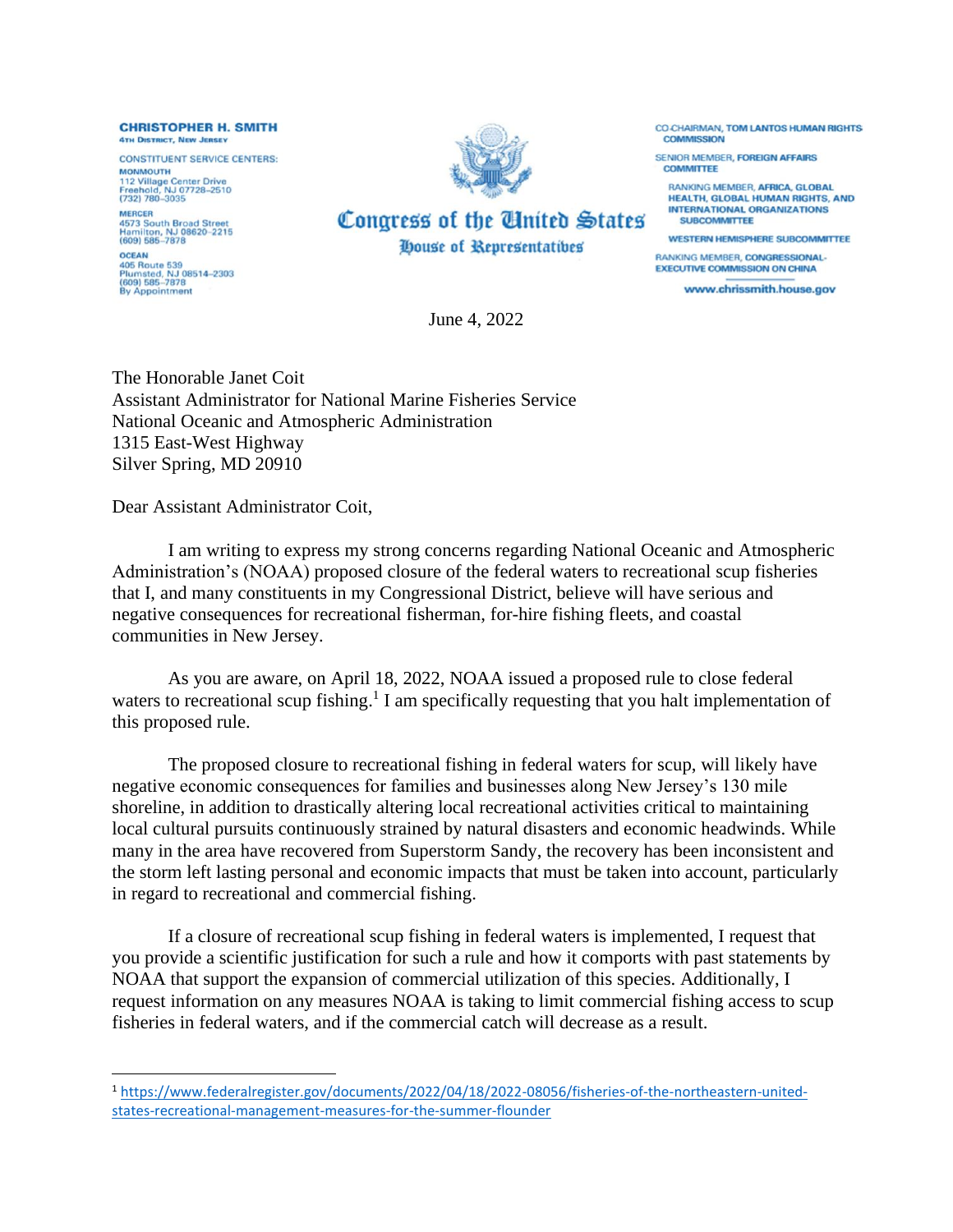**CHRISTOPHER H. SMITH**
4TH DISTRICT, NEW JERSEY

CONSTITUENT SERVICE CENTERS:

MONMOUTH
112 Village Center Drive
Freehold, NJ 07728–2510
(732) 780–3035

MERCER
4573 South Broad Street
Hamilton, NJ 08620–2215
(609) 585–7878

OCEAN
405 Route 539
Plumsted, NJ 08514–2303
(609) 585–7878
By Appointment

**Congress of the United States**
**House of Representatives**

CO-CHAIRMAN, **TOM LANTOS HUMAN RIGHTS COMMISSION**

SENIOR MEMBER, **FOREIGN AFFAIRS COMMITTEE**

RANKING MEMBER, **AFRICA, GLOBAL HEALTH, GLOBAL HUMAN RIGHTS, AND INTERNATIONAL ORGANIZATIONS SUBCOMMITTEE**

**WESTERN HEMISPHERE SUBCOMMITTEE**

RANKING MEMBER, **CONGRESSIONAL-EXECUTIVE COMMISSION ON CHINA**

**www.chrissmith.house.gov**

June 4, 2022

The Honorable Janet Coit
Assistant Administrator for National Marine Fisheries Service
National Oceanic and Atmospheric Administration
1315 East-West Highway
Silver Spring, MD 20910

Dear Assistant Administrator Coit,

I am writing to express my strong concerns regarding National Oceanic and Atmospheric Administration's (NOAA) proposed closure of the federal waters to recreational scup fisheries that I, and many constituents in my Congressional District, believe will have serious and negative consequences for recreational fisherman, for-hire fishing fleets, and coastal communities in New Jersey.

As you are aware, on April 18, 2022, NOAA issued a proposed rule to close federal waters to recreational scup fishing.[1] I am specifically requesting that you halt implementation of this proposed rule.

The proposed closure to recreational fishing in federal waters for scup, will likely have negative economic consequences for families and businesses along New Jersey's 130 mile shoreline, in addition to drastically altering local recreational activities critical to maintaining local cultural pursuits continuously strained by natural disasters and economic headwinds. While many in the area have recovered from Superstorm Sandy, the recovery has been inconsistent and the storm left lasting personal and economic impacts that must be taken into account, particularly in regard to recreational and commercial fishing.

If a closure of recreational scup fishing in federal waters is implemented, I request that you provide a scientific justification for such a rule and how it comports with past statements by NOAA that support the expansion of commercial utilization of this species. Additionally, I request information on any measures NOAA is taking to limit commercial fishing access to scup fisheries in federal waters, and if the commercial catch will decrease as a result.

---

[1] https://www.federalregister.gov/documents/2022/04/18/2022-08056/fisheries-of-the-northeastern-united-states-recreational-management-measures-for-the-summer-flounder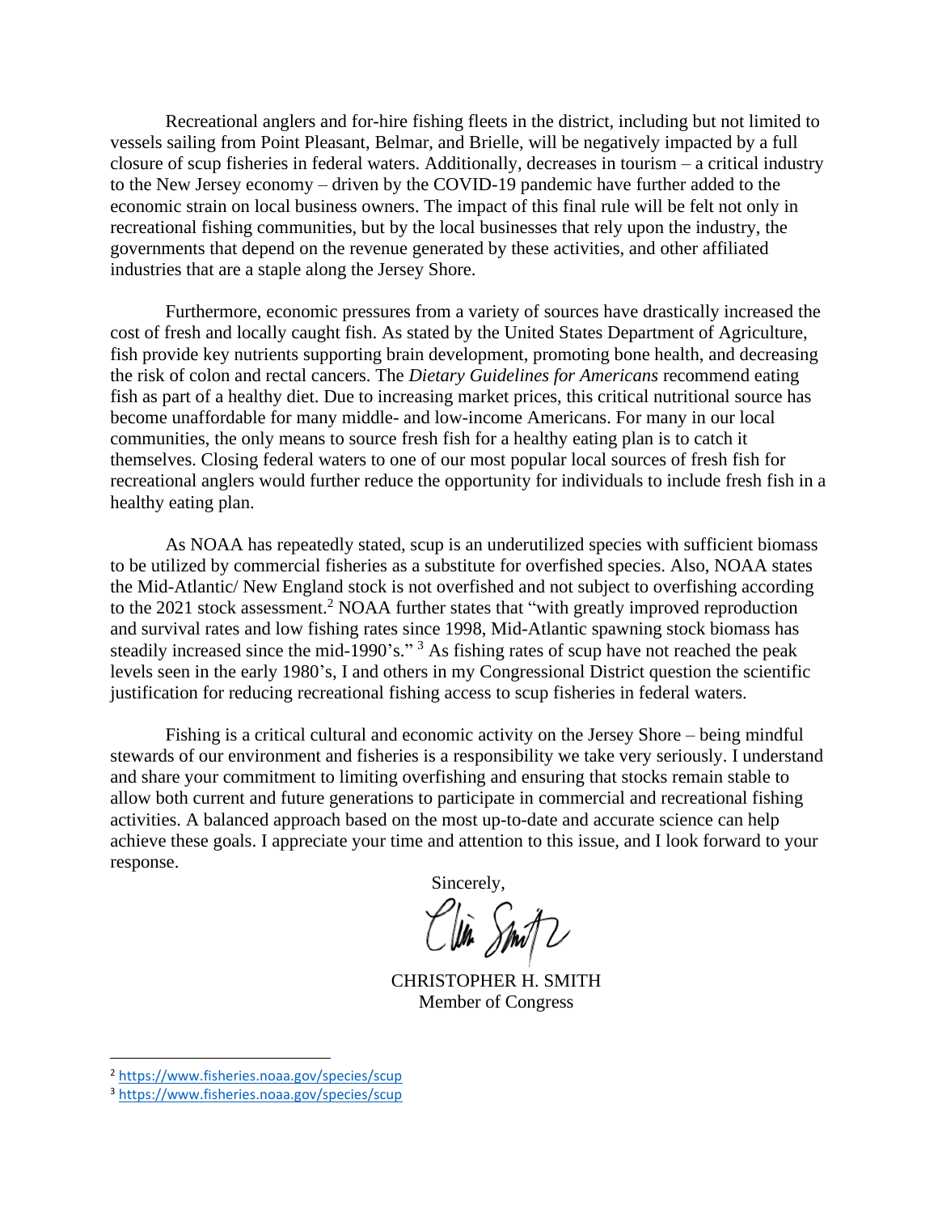Recreational anglers and for-hire fishing fleets in the district, including but not limited to vessels sailing from Point Pleasant, Belmar, and Brielle, will be negatively impacted by a full closure of scup fisheries in federal waters. Additionally, decreases in tourism – a critical industry to the New Jersey economy – driven by the COVID-19 pandemic have further added to the economic strain on local business owners. The impact of this final rule will be felt not only in recreational fishing communities, but by the local businesses that rely upon the industry, the governments that depend on the revenue generated by these activities, and other affiliated industries that are a staple along the Jersey Shore.

Furthermore, economic pressures from a variety of sources have drastically increased the cost of fresh and locally caught fish. As stated by the United States Department of Agriculture, fish provide key nutrients supporting brain development, promoting bone health, and decreasing the risk of colon and rectal cancers. The *Dietary Guidelines for Americans* recommend eating fish as part of a healthy diet. Due to increasing market prices, this critical nutritional source has become unaffordable for many middle- and low-income Americans. For many in our local communities, the only means to source fresh fish for a healthy eating plan is to catch it themselves. Closing federal waters to one of our most popular local sources of fresh fish for recreational anglers would further reduce the opportunity for individuals to include fresh fish in a healthy eating plan.

As NOAA has repeatedly stated, scup is an underutilized species with sufficient biomass to be utilized by commercial fisheries as a substitute for overfished species. Also, NOAA states the Mid-Atlantic/ New England stock is not overfished and not subject to overfishing according to the 2021 stock assessment.[2] NOAA further states that "with greatly improved reproduction and survival rates and low fishing rates since 1998, Mid-Atlantic spawning stock biomass has steadily increased since the mid-1990's." [3] As fishing rates of scup have not reached the peak levels seen in the early 1980's, I and others in my Congressional District question the scientific justification for reducing recreational fishing access to scup fisheries in federal waters.

Fishing is a critical cultural and economic activity on the Jersey Shore – being mindful stewards of our environment and fisheries is a responsibility we take very seriously. I understand and share your commitment to limiting overfishing and ensuring that stocks remain stable to allow both current and future generations to participate in commercial and recreational fishing activities. A balanced approach based on the most up-to-date and accurate science can help achieve these goals. I appreciate your time and attention to this issue, and I look forward to your response.

Sincerely,

CHRISTOPHER H. SMITH
Member of Congress

---

[2] https://www.fisheries.noaa.gov/species/scup

[3] https://www.fisheries.noaa.gov/species/scup